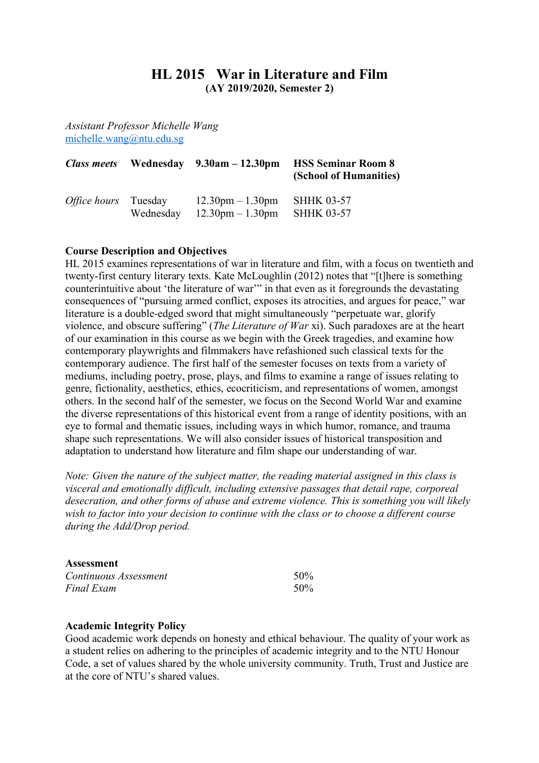# HL 2015 War in Literature and Film

**(AY 2019/2020, Semester 2)**

*Assistant Professor Michelle Wang*
[michelle.wang@ntu.edu.sg](mailto:michelle.wang@ntu.edu.sg)

| | | | |
|---|---|---|---|
| ***Class meets*** | **Wednesday** | **9.30am – 12.30pm** | **HSS Seminar Room 8 (School of Humanities)** |
| *Office hours* | Tuesday | 12.30pm – 1.30pm | SHHK 03-57 |
| | Wednesday | 12.30pm – 1.30pm | SHHK 03-57 |

## Course Description and Objectives

HL 2015 examines representations of war in literature and film, with a focus on twentieth and twenty-first century literary texts. Kate McLoughlin (2012) notes that "[t]here is something counterintuitive about 'the literature of war'" in that even as it foregrounds the devastating consequences of "pursuing armed conflict, exposes its atrocities, and argues for peace," war literature is a double-edged sword that might simultaneously "perpetuate war, glorify violence, and obscure suffering" (*The Literature of War* xi). Such paradoxes are at the heart of our examination in this course as we begin with the Greek tragedies, and examine how contemporary playwrights and filmmakers have refashioned such classical texts for the contemporary audience. The first half of the semester focuses on texts from a variety of mediums, including poetry, prose, plays, and films to examine a range of issues relating to genre, fictionality, aesthetics, ethics, ecocriticism, and representations of women, amongst others. In the second half of the semester, we focus on the Second World War and examine the diverse representations of this historical event from a range of identity positions, with an eye to formal and thematic issues, including ways in which humor, romance, and trauma shape such representations. We will also consider issues of historical transposition and adaptation to understand how literature and film shape our understanding of war.

*Note: Given the nature of the subject matter, the reading material assigned in this class is visceral and emotionally difficult, including extensive passages that detail rape, corporeal desecration, and other forms of abuse and extreme violence. This is something you will likely wish to factor into your decision to continue with the class or to choose a different course during the Add/Drop period.*

## Assessment

| | |
|---|---|
| *Continuous Assessment* | 50% |
| *Final Exam* | 50% |

## Academic Integrity Policy

Good academic work depends on honesty and ethical behaviour. The quality of your work as a student relies on adhering to the principles of academic integrity and to the NTU Honour Code, a set of values shared by the whole university community. Truth, Trust and Justice are at the core of NTU's shared values.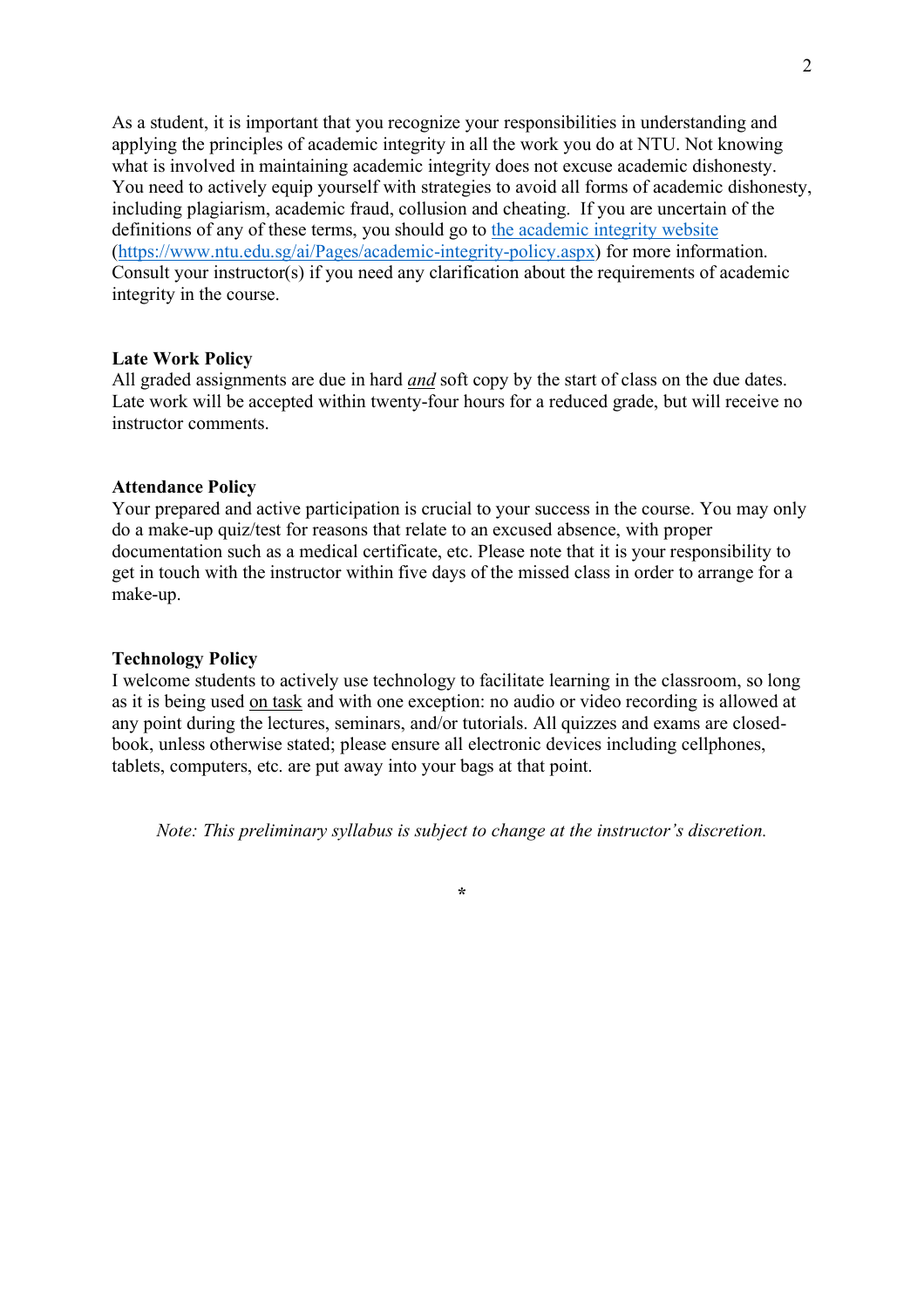As a student, it is important that you recognize your responsibilities in understanding and applying the principles of academic integrity in all the work you do at NTU. Not knowing what is involved in maintaining academic integrity does not excuse academic dishonesty. You need to actively equip yourself with strategies to avoid all forms of academic dishonesty, including plagiarism, academic fraud, collusion and cheating. If you are uncertain of the definitions of any of these terms, you should go to [the academic integrity website](https://www.ntu.edu.sg/ai/Pages/academic-integrity-policy.aspx) (https://www.ntu.edu.sg/ai/Pages/academic-integrity-policy.aspx) for more information. Consult your instructor(s) if you need any clarification about the requirements of academic integrity in the course.

**Late Work Policy**
All graded assignments are due in hard ***and*** soft copy by the start of class on the due dates. Late work will be accepted within twenty-four hours for a reduced grade, but will receive no instructor comments.

**Attendance Policy**
Your prepared and active participation is crucial to your success in the course. You may only do a make-up quiz/test for reasons that relate to an excused absence, with proper documentation such as a medical certificate, etc. Please note that it is your responsibility to get in touch with the instructor within five days of the missed class in order to arrange for a make-up.

**Technology Policy**
I welcome students to actively use technology to facilitate learning in the classroom, so long as it is being used on task and with one exception: no audio or video recording is allowed at any point during the lectures, seminars, and/or tutorials. All quizzes and exams are closed-book, unless otherwise stated; please ensure all electronic devices including cellphones, tablets, computers, etc. are put away into your bags at that point.

*Note: This preliminary syllabus is subject to change at the instructor's discretion.*

*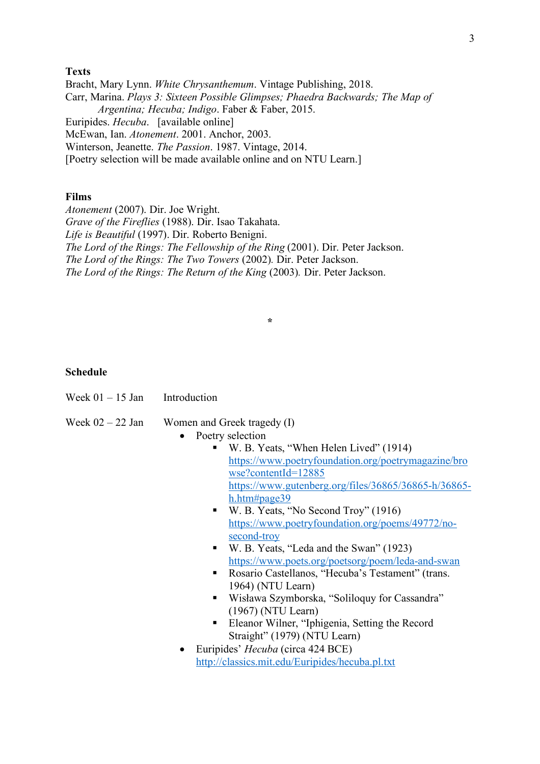**Texts**

Bracht, Mary Lynn. *White Chrysanthemum*. Vintage Publishing, 2018.
Carr, Marina. *Plays 3: Sixteen Possible Glimpses; Phaedra Backwards; The Map of Argentina; Hecuba; Indigo*. Faber & Faber, 2015.
Euripides. *Hecuba*. [available online]
McEwan, Ian. *Atonement*. 2001. Anchor, 2003.
Winterson, Jeanette. *The Passion*. 1987. Vintage, 2014.
[Poetry selection will be made available online and on NTU Learn.]

**Films**

*Atonement* (2007). Dir. Joe Wright.
*Grave of the Fireflies* (1988). Dir. Isao Takahata.
*Life is Beautiful* (1997). Dir. Roberto Benigni.
*The Lord of the Rings: The Fellowship of the Ring* (2001). Dir. Peter Jackson.
*The Lord of the Rings: The Two Towers* (2002). Dir. Peter Jackson.
*The Lord of the Rings: The Return of the King* (2003). Dir. Peter Jackson.

*

**Schedule**

Week 01 – 15 Jan — Introduction

Week 02 – 22 Jan — Women and Greek tragedy (I)

- Poetry selection
  - W. B. Yeats, "When Helen Lived" (1914)
    https://www.poetryfoundation.org/poetrymagazine/browse?contentId=12885
    https://www.gutenberg.org/files/36865/36865-h/36865-h.htm#page39
  - W. B. Yeats, "No Second Troy" (1916)
    https://www.poetryfoundation.org/poems/49772/no-second-troy
  - W. B. Yeats, "Leda and the Swan" (1923)
    https://www.poets.org/poetsorg/poem/leda-and-swan
  - Rosario Castellanos, "Hecuba's Testament" (trans. 1964) (NTU Learn)
  - Wisława Szymborska, "Soliloquy for Cassandra" (1967) (NTU Learn)
  - Eleanor Wilner, "Iphigenia, Setting the Record Straight" (1979) (NTU Learn)
- Euripides' *Hecuba* (circa 424 BCE)
  http://classics.mit.edu/Euripides/hecuba.pl.txt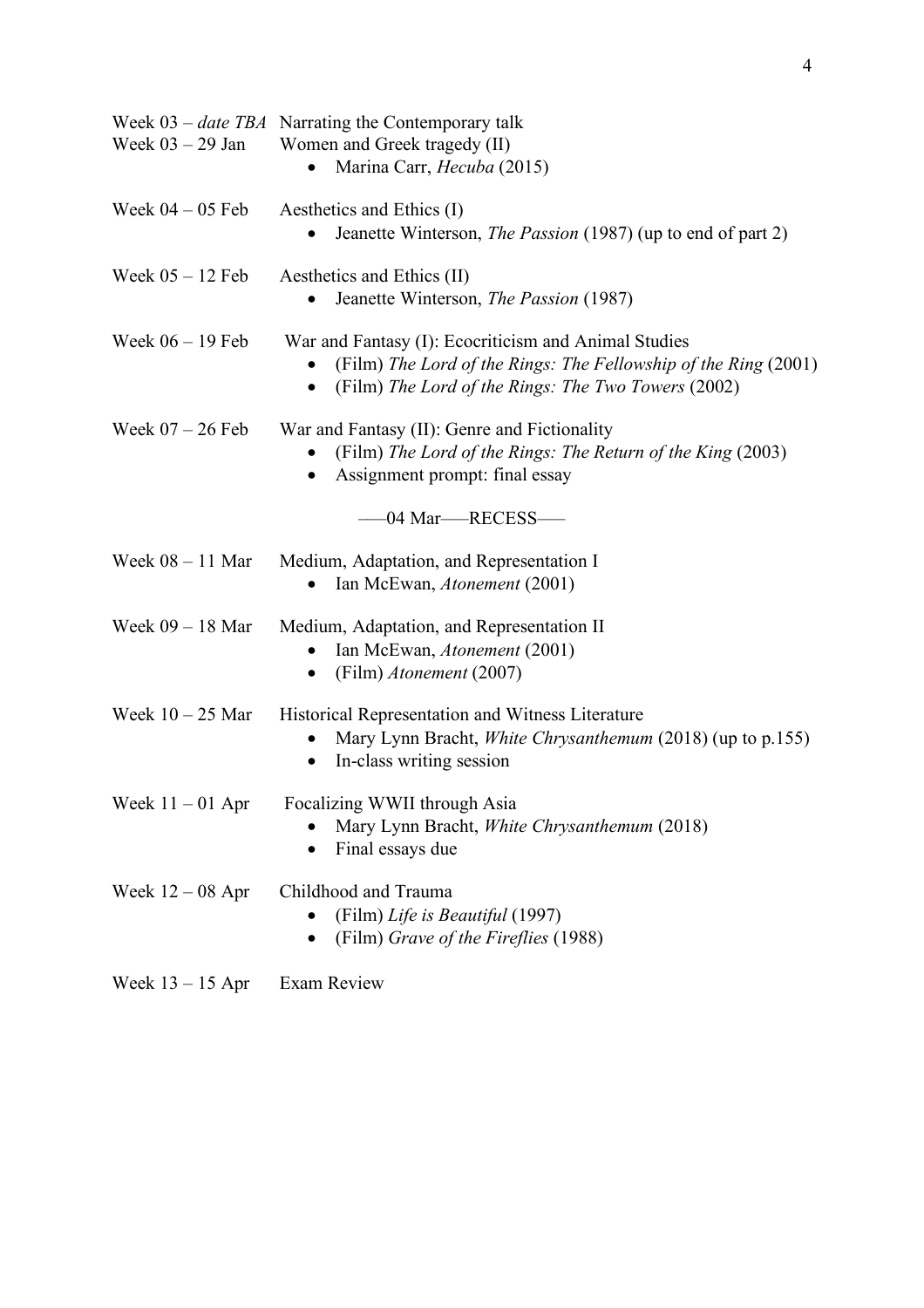Week 03 – *date TBA* Narrating the Contemporary talk

Week 03 – 29 Jan Women and Greek tragedy (II)

- Marina Carr, *Hecuba* (2015)

Week 04 – 05 Feb Aesthetics and Ethics (I)

- Jeanette Winterson, *The Passion* (1987) (up to end of part 2)

Week 05 – 12 Feb Aesthetics and Ethics (II)

- Jeanette Winterson, *The Passion* (1987)

Week 06 – 19 Feb War and Fantasy (I): Ecocriticism and Animal Studies

- (Film) *The Lord of the Rings: The Fellowship of the Ring* (2001)
- (Film) *The Lord of the Rings: The Two Towers* (2002)

Week 07 – 26 Feb War and Fantasy (II): Genre and Fictionality

- (Film) *The Lord of the Rings: The Return of the King* (2003)
- Assignment prompt: final essay

——04 Mar——RECESS——

Week 08 – 11 Mar Medium, Adaptation, and Representation I

- Ian McEwan, *Atonement* (2001)

Week 09 – 18 Mar Medium, Adaptation, and Representation II

- Ian McEwan, *Atonement* (2001)
- (Film) *Atonement* (2007)

Week 10 – 25 Mar Historical Representation and Witness Literature

- Mary Lynn Bracht, *White Chrysanthemum* (2018) (up to p.155)
- In-class writing session

Week 11 – 01 Apr Focalizing WWII through Asia

- Mary Lynn Bracht, *White Chrysanthemum* (2018)
- Final essays due

Week 12 – 08 Apr Childhood and Trauma

- (Film) *Life is Beautiful* (1997)
- (Film) *Grave of the Fireflies* (1988)

Week 13 – 15 Apr Exam Review